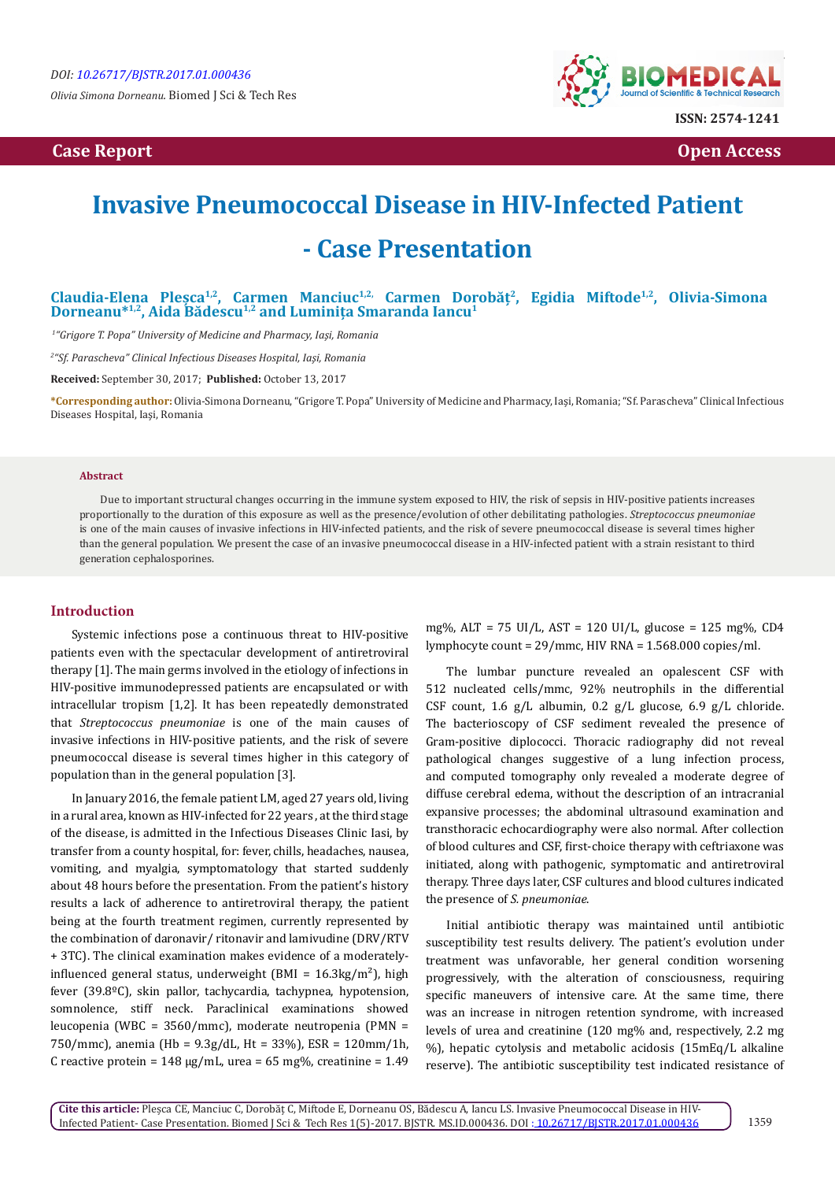Case Report

Open Access

# Invasive Pneumococcal Disease in HIV-Infected Patient - Case Presentation

**Claudia-Elena Pleșca[1,2], Carmen Manciuc[1,2], Carmen Dorobăț[2], Egidia Miftode[1,2], Olivia-Simona Dorneanu*[1,2], Aida Bădescu[1,2] and Luminița Smaranda Iancu[1]**

[1]"Grigore T. Popa" University of Medicine and Pharmacy, Iași, Romania

[2]"Sf. Parascheva" Clinical Infectious Diseases Hospital, Iași, Romania

**Received:** September 30, 2017; **Published:** October 13, 2017

***Corresponding author:** Olivia-Simona Dorneanu, "Grigore T. Popa" University of Medicine and Pharmacy, Iași, Romania; "Sf. Parascheva" Clinical Infectious Diseases Hospital, Iași, Romania

### Abstract

Due to important structural changes occurring in the immune system exposed to HIV, the risk of sepsis in HIV-positive patients increases proportionally to the duration of this exposure as well as the presence/evolution of other debilitating pathologies. *Streptococcus pneumoniae* is one of the main causes of invasive infections in HIV-infected patients, and the risk of severe pneumococcal disease is several times higher than the general population. We present the case of an invasive pneumococcal disease in a HIV-infected patient with a strain resistant to third generation cephalosporines.

## Introduction

Systemic infections pose a continuous threat to HIV-positive patients even with the spectacular development of antiretroviral therapy [1]. The main germs involved in the etiology of infections in HIV-positive immunodepressed patients are encapsulated or with intracellular tropism [1,2]. It has been repeatedly demonstrated that *Streptococcus pneumoniae* is one of the main causes of invasive infections in HIV-positive patients, and the risk of severe pneumococcal disease is several times higher in this category of population than in the general population [3].

In January 2016, the female patient LM, aged 27 years old, living in a rural area, known as HIV-infected for 22 years , at the third stage of the disease, is admitted in the Infectious Diseases Clinic Iasi, by transfer from a county hospital, for: fever, chills, headaches, nausea, vomiting, and myalgia, symptomatology that started suddenly about 48 hours before the presentation. From the patient's history results a lack of adherence to antiretroviral therapy, the patient being at the fourth treatment regimen, currently represented by the combination of daronavir/ ritonavir and lamivudine (DRV/RTV + 3TC). The clinical examination makes evidence of a moderately-influenced general status, underweight (BMI = 16.3kg/m$^2$), high fever (39.8ºC), skin pallor, tachycardia, tachypnea, hypotension, somnolence, stiff neck. Paraclinical examinations showed leucopenia (WBC = 3560/mmc), moderate neutropenia (PMN = 750/mmc), anemia (Hb = 9.3g/dL, Ht = 33%), ESR = 120mm/1h, C reactive protein = 148 μg/mL, urea = 65 mg%, creatinine = 1.49 mg%, ALT = 75 UI/L, AST = 120 UI/L, glucose = 125 mg%, CD4 lymphocyte count = 29/mmc, HIV RNA = 1.568.000 copies/ml.

The lumbar puncture revealed an opalescent CSF with 512 nucleated cells/mmc, 92% neutrophils in the differential CSF count, 1.6 g/L albumin, 0.2 g/L glucose, 6.9 g/L chloride. The bacterioscopy of CSF sediment revealed the presence of Gram-positive diplococci. Thoracic radiography did not reveal pathological changes suggestive of a lung infection process, and computed tomography only revealed a moderate degree of diffuse cerebral edema, without the description of an intracranial expansive processes; the abdominal ultrasound examination and transthoracic echocardiography were also normal. After collection of blood cultures and CSF, first-choice therapy with ceftriaxone was initiated, along with pathogenic, symptomatic and antiretroviral therapy. Three days later, CSF cultures and blood cultures indicated the presence of *S. pneumoniae*.

Initial antibiotic therapy was maintained until antibiotic susceptibility test results delivery. The patient's evolution under treatment was unfavorable, her general condition worsening progressively, with the alteration of consciousness, requiring specific maneuvers of intensive care. At the same time, there was an increase in nitrogen retention syndrome, with increased levels of urea and creatinine (120 mg% and, respectively, 2.2 mg %), hepatic cytolysis and metabolic acidosis (15mEq/L alkaline reserve). The antibiotic susceptibility test indicated resistance of

**Cite this article:** Pleșca CE, Manciuc C, Dorobăț C, Miftode E, Dorneanu OS, Bădescu A, Iancu LS. Invasive Pneumococcal Disease in HIV-Infected Patient- Case Presentation. Biomed J Sci & Tech Res 1(5)-2017. BJSTR. MS.ID.000436. DOI : 10.26717/BJSTR.2017.01.000436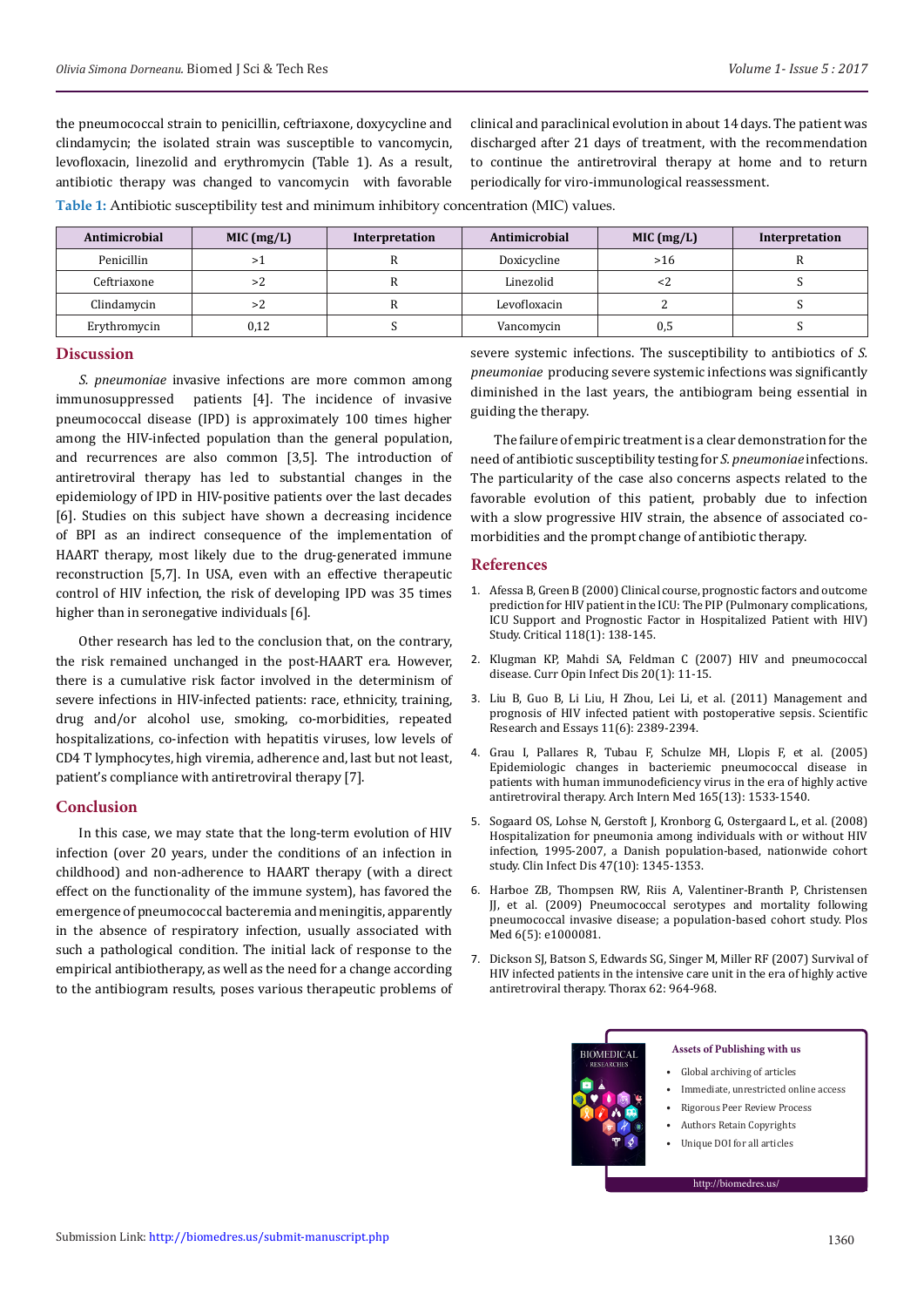the pneumococcal strain to penicillin, ceftriaxone, doxycycline and clindamycin; the isolated strain was susceptible to vancomycin, levofloxacin, linezolid and erythromycin (Table 1). As a result, antibiotic therapy was changed to vancomycin with favorable clinical and paraclinical evolution in about 14 days. The patient was discharged after 21 days of treatment, with the recommendation to continue the antiretroviral therapy at home and to return periodically for viro-immunological reassessment.

**Table 1:** Antibiotic susceptibility test and minimum inhibitory concentration (MIC) values.

| Antimicrobial | MIC (mg/L) | Interpretation | Antimicrobial | MIC (mg/L) | Interpretation |
|---|---|---|---|---|---|
| Penicillin | >1 | R | Doxicycline | >16 | R |
| Ceftriaxone | >2 | R | Linezolid | <2 | S |
| Clindamycin | >2 | R | Levofloxacin | 2 | S |
| Erythromycin | 0,12 | S | Vancomycin | 0,5 | S |

## Discussion

*S. pneumoniae* invasive infections are more common among immunosuppressed patients [4]. The incidence of invasive pneumococcal disease (IPD) is approximately 100 times higher among the HIV-infected population than the general population, and recurrences are also common [3,5]. The introduction of antiretroviral therapy has led to substantial changes in the epidemiology of IPD in HIV-positive patients over the last decades [6]. Studies on this subject have shown a decreasing incidence of BPI as an indirect consequence of the implementation of HAART therapy, most likely due to the drug-generated immune reconstruction [5,7]. In USA, even with an effective therapeutic control of HIV infection, the risk of developing IPD was 35 times higher than in seronegative individuals [6].

Other research has led to the conclusion that, on the contrary, the risk remained unchanged in the post-HAART era. However, there is a cumulative risk factor involved in the determinism of severe infections in HIV-infected patients: race, ethnicity, training, drug and/or alcohol use, smoking, co-morbidities, repeated hospitalizations, co-infection with hepatitis viruses, low levels of CD4 T lymphocytes, high viremia, adherence and, last but not least, patient's compliance with antiretroviral therapy [7].

## Conclusion

In this case, we may state that the long-term evolution of HIV infection (over 20 years, under the conditions of an infection in childhood) and non-adherence to HAART therapy (with a direct effect on the functionality of the immune system), has favored the emergence of pneumococcal bacteremia and meningitis, apparently in the absence of respiratory infection, usually associated with such a pathological condition. The initial lack of response to the empirical antibiotherapy, as well as the need for a change according to the antibiogram results, poses various therapeutic problems of severe systemic infections. The susceptibility to antibiotics of *S. pneumoniae* producing severe systemic infections was significantly diminished in the last years, the antibiogram being essential in guiding the therapy.

The failure of empiric treatment is a clear demonstration for the need of antibiotic susceptibility testing for *S. pneumoniae* infections. The particularity of the case also concerns aspects related to the favorable evolution of this patient, probably due to infection with a slow progressive HIV strain, the absence of associated co-morbidities and the prompt change of antibiotic therapy.

## References

1. Afessa B, Green B (2000) Clinical course, prognostic factors and outcome prediction for HIV patient in the ICU: The PIP (Pulmonary complications, ICU Support and Prognostic Factor in Hospitalized Patient with HIV) Study. Critical 118(1): 138-145.
2. Klugman KP, Mahdi SA, Feldman C (2007) HIV and pneumococcal disease. Curr Opin Infect Dis 20(1): 11-15.
3. Liu B, Guo B, Li Liu, H Zhou, Lei Li, et al. (2011) Management and prognosis of HIV infected patient with postoperative sepsis. Scientific Research and Essays 11(6): 2389-2394.
4. Grau I, Pallares R, Tubau F, Schulze MH, Llopis F, et al. (2005) Epidemiologic changes in bacteriemic pneumococcal disease in patients with human immunodeficiency virus in the era of highly active antiretroviral therapy. Arch Intern Med 165(13): 1533-1540.
5. Sogaard OS, Lohse N, Gerstoft J, Kronborg G, Ostergaard L, et al. (2008) Hospitalization for pneumonia among individuals with or without HIV infection, 1995-2007, a Danish population-based, nationwide cohort study. Clin Infect Dis 47(10): 1345-1353.
6. Harboe ZB, Thompsen RW, Riis A, Valentiner-Branth P, Christensen JJ, et al. (2009) Pneumococcal serotypes and mortality following pneumococcal invasive disease; a population-based cohort study. Plos Med 6(5): e1000081.
7. Dickson SJ, Batson S, Edwards SG, Singer M, Miller RF (2007) Survival of HIV infected patients in the intensive care unit in the era of highly active antiretroviral therapy. Thorax 62: 964-968.

**Assets of Publishing with us**

- Global archiving of articles
- Immediate, unrestricted online access
- Rigorous Peer Review Process
- Authors Retain Copyrights
- Unique DOI for all articles

http://biomedres.us/

Submission Link: http://biomedres.us/submit-manuscript.php